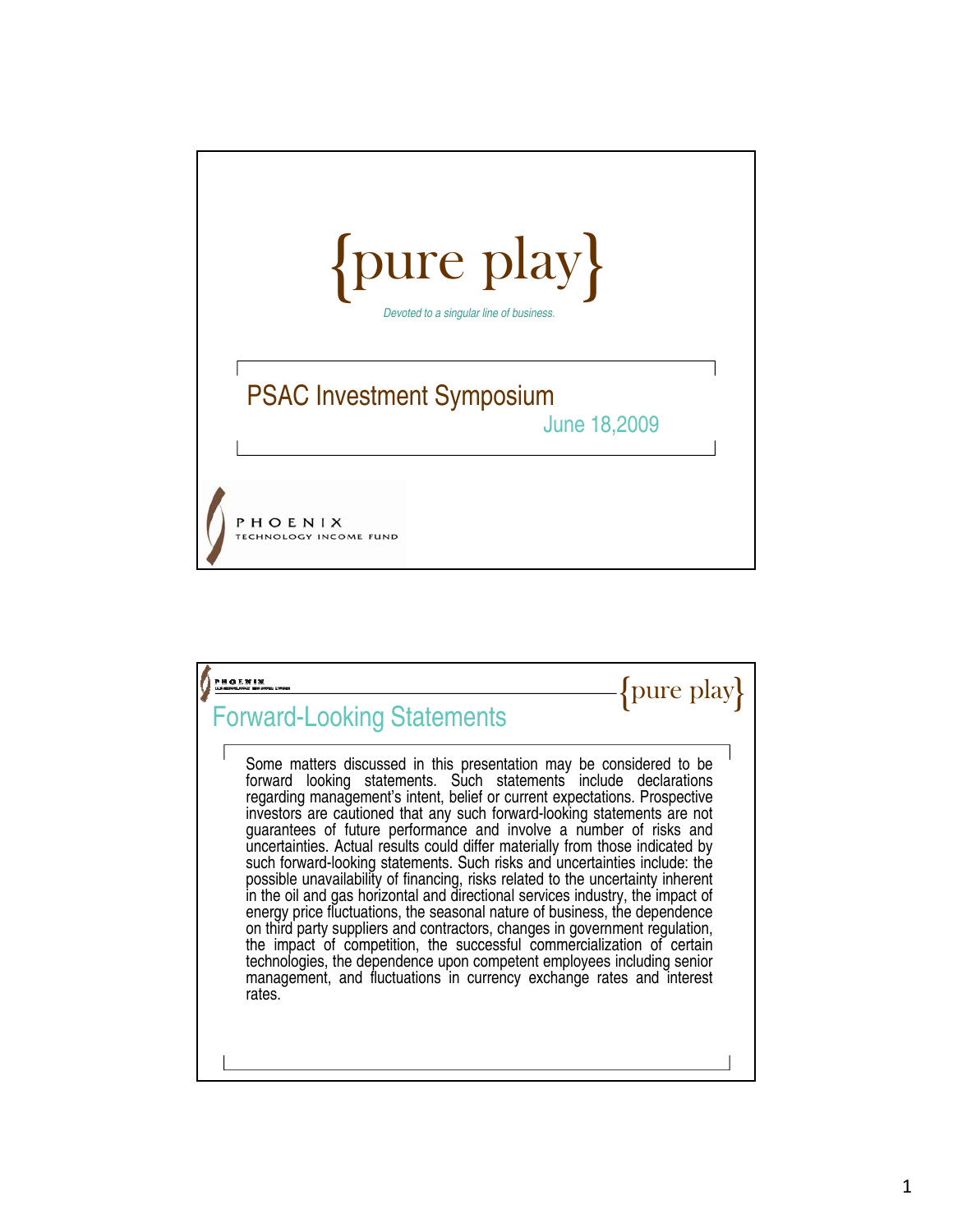# {pure play}

*Devoted to a singular line of business.*

## PSAC Investment Symposium

June 18,2009

PHOENIX
TECHNOLOGY INCOME FUND

---

{pure play}

## Forward-Looking Statements

Some matters discussed in this presentation may be considered to be forward looking statements. Such statements include declarations regarding management's intent, belief or current expectations. Prospective investors are cautioned that any such forward-looking statements are not guarantees of future performance and involve a number of risks and uncertainties. Actual results could differ materially from those indicated by such forward-looking statements. Such risks and uncertainties include: the possible unavailability of financing, risks related to the uncertainty inherent in the oil and gas horizontal and directional services industry, the impact of energy price fluctuations, the seasonal nature of business, the dependence on third party suppliers and contractors, changes in government regulation, the impact of competition, the successful commercialization of certain technologies, the dependence upon competent employees including senior management, and fluctuations in currency exchange rates and interest rates.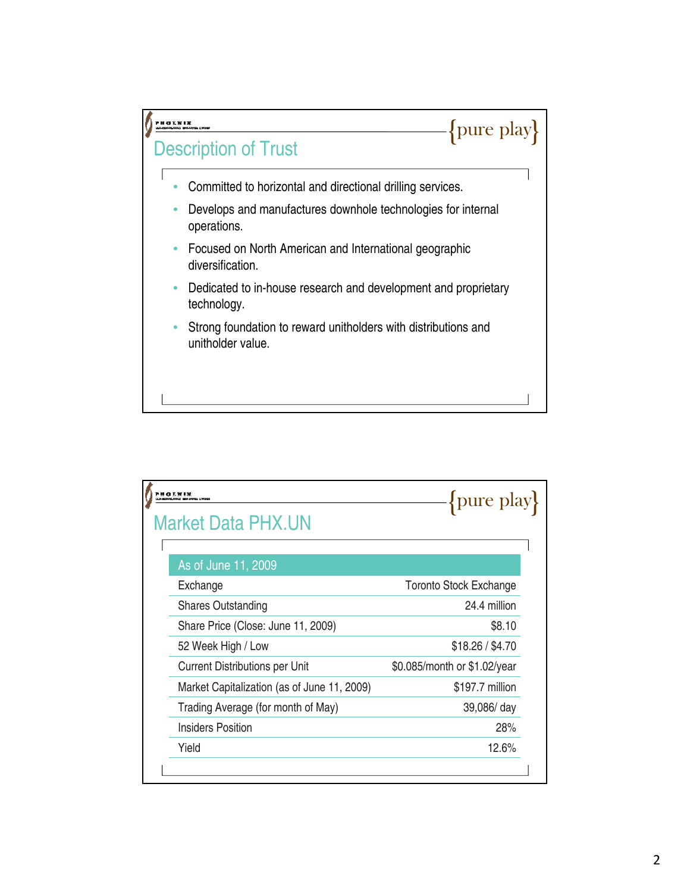## Description of Trust

{pure play}

- Committed to horizontal and directional drilling services.
- Develops and manufactures downhole technologies for internal operations.
- Focused on North American and International geographic diversification.
- Dedicated to in-house research and development and proprietary technology.
- Strong foundation to reward unitholders with distributions and unitholder value.

## Market Data PHX.UN

{pure play}

| As of June 11, 2009 | |
|---|---|
| Exchange | Toronto Stock Exchange |
| Shares Outstanding | 24.4 million |
| Share Price (Close: June 11, 2009) | $8.10 |
| 52 Week High / Low | $18.26 / $4.70 |
| Current Distributions per Unit | $0.085/month or $1.02/year |
| Market Capitalization (as of June 11, 2009) | $197.7 million |
| Trading Average (for month of May) | 39,086/ day |
| Insiders Position | 28% |
| Yield | 12.6% |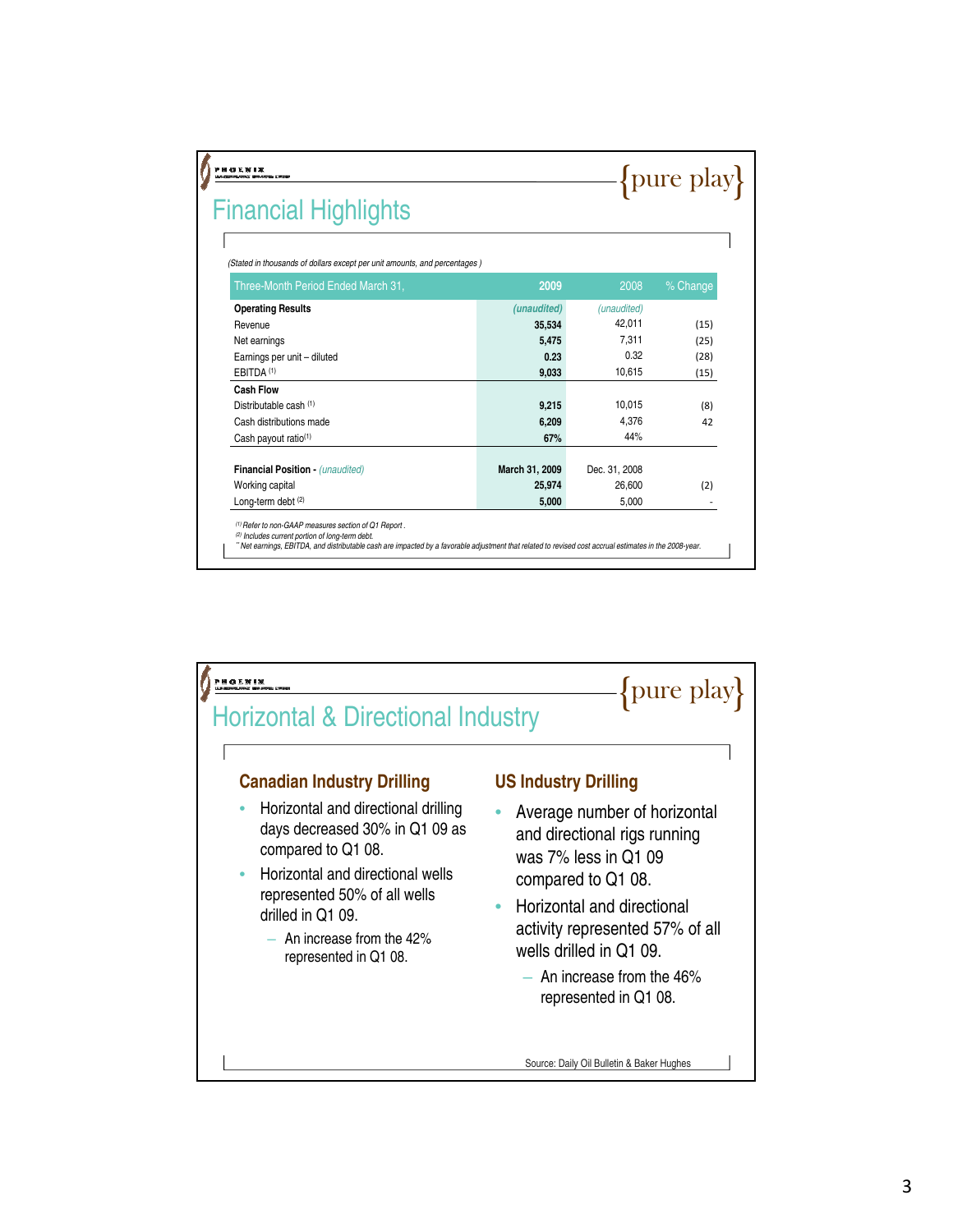## Financial Highlights

{pure play}

*(Stated in thousands of dollars except per unit amounts, and percentages )*

| Three-Month Period Ended March 31, | 2009 | 2008 | % Change |
|---|---|---|---|
| **Operating Results** | *(unaudited)* | *(unaudited)* | |
| Revenue | 35,534 | 42,011 | (15) |
| Net earnings | 5,475 | 7,311 | (25) |
| Earnings per unit – diluted | 0.23 | 0.32 | (28) |
| EBITDA [1] | 9,033 | 10,615 | (15) |
| **Cash Flow** | | | |
| Distributable cash [1] | 9,215 | 10,015 | (8) |
| Cash distributions made | 6,209 | 4,376 | 42 |
| Cash payout ratio[1] | 67% | 44% | |
| **Financial Position** - *(unaudited)* | March 31, 2009 | Dec. 31, 2008 | |
| Working capital | 25,974 | 26,600 | (2) |
| Long-term debt [2] | 5,000 | 5,000 | - |

*[1] Refer to non-GAAP measures section of Q1 Report.*
*[2] Includes current portion of long-term debt.*
*" Net earnings, EBITDA, and distributable cash are impacted by a favorable adjustment that related to revised cost accrual estimates in the 2008-year.*

## Horizontal & Directional Industry

{pure play}

### Canadian Industry Drilling

- Horizontal and directional drilling days decreased 30% in Q1 09 as compared to Q1 08.
- Horizontal and directional wells represented 50% of all wells drilled in Q1 09.
  - An increase from the 42% represented in Q1 08.

### US Industry Drilling

- Average number of horizontal and directional rigs running was 7% less in Q1 09 compared to Q1 08.
- Horizontal and directional activity represented 57% of all wells drilled in Q1 09.
  - An increase from the 46% represented in Q1 08.

Source: Daily Oil Bulletin & Baker Hughes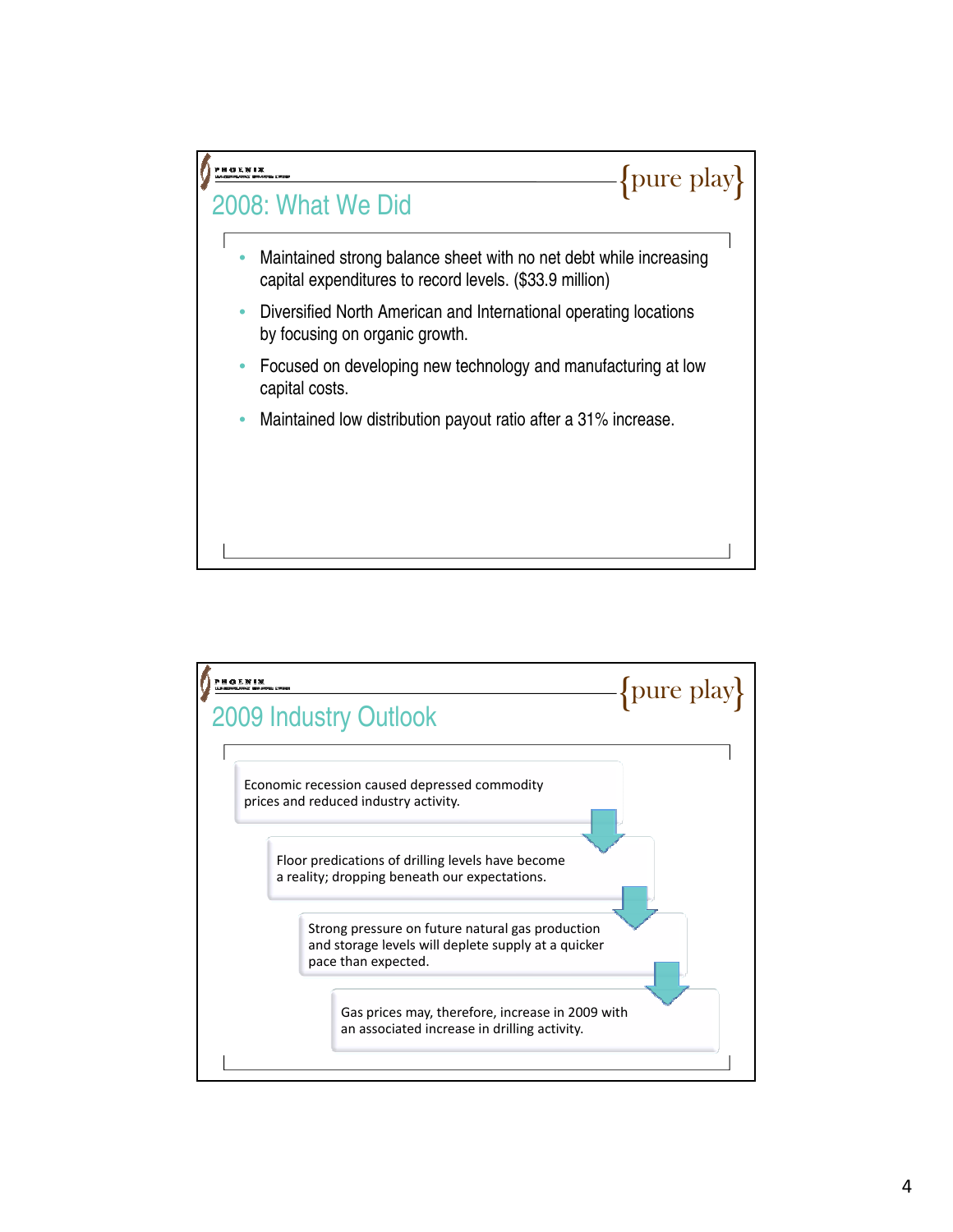## 2008: What We Did

{pure play}

- Maintained strong balance sheet with no net debt while increasing capital expenditures to record levels. ($33.9 million)
- Diversified North American and International operating locations by focusing on organic growth.
- Focused on developing new technology and manufacturing at low capital costs.
- Maintained low distribution payout ratio after a 31% increase.

## 2009 Industry Outlook

{pure play}

Economic recession caused depressed commodity prices and reduced industry activity.

Floor predications of drilling levels have become a reality; dropping beneath our expectations.

Strong pressure on future natural gas production and storage levels will deplete supply at a quicker pace than expected.

Gas prices may, therefore, increase in 2009 with an associated increase in drilling activity.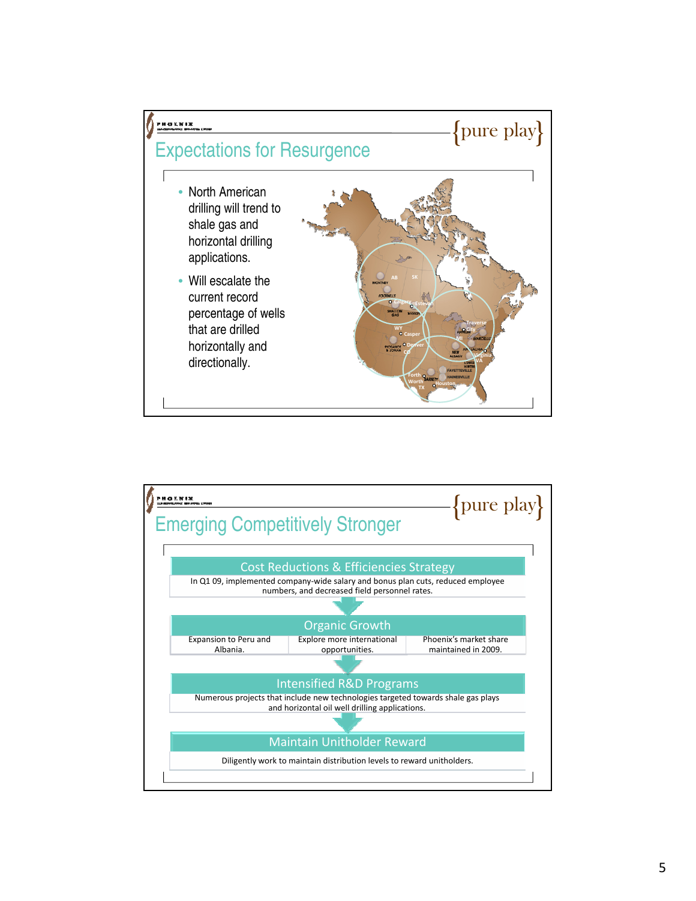## Expectations for Resurgence

{pure play}

- North American drilling will trend to shale gas and horizontal drilling applications.
- Will escalate the current record percentage of wells that are drilled horizontally and directionally.

## Emerging Competitively Stronger

{pure play}

### Cost Reductions & Efficiencies Strategy

In Q1 09, implemented company-wide salary and bonus plan cuts, reduced employee numbers, and decreased field personnel rates.

### Organic Growth

| Expansion to Peru and Albania. | Explore more international opportunities. | Phoenix's market share maintained in 2009. |
|---|---|---|

### Intensified R&D Programs

Numerous projects that include new technologies targeted towards shale gas plays and horizontal oil well drilling applications.

### Maintain Unitholder Reward

Diligently work to maintain distribution levels to reward unitholders.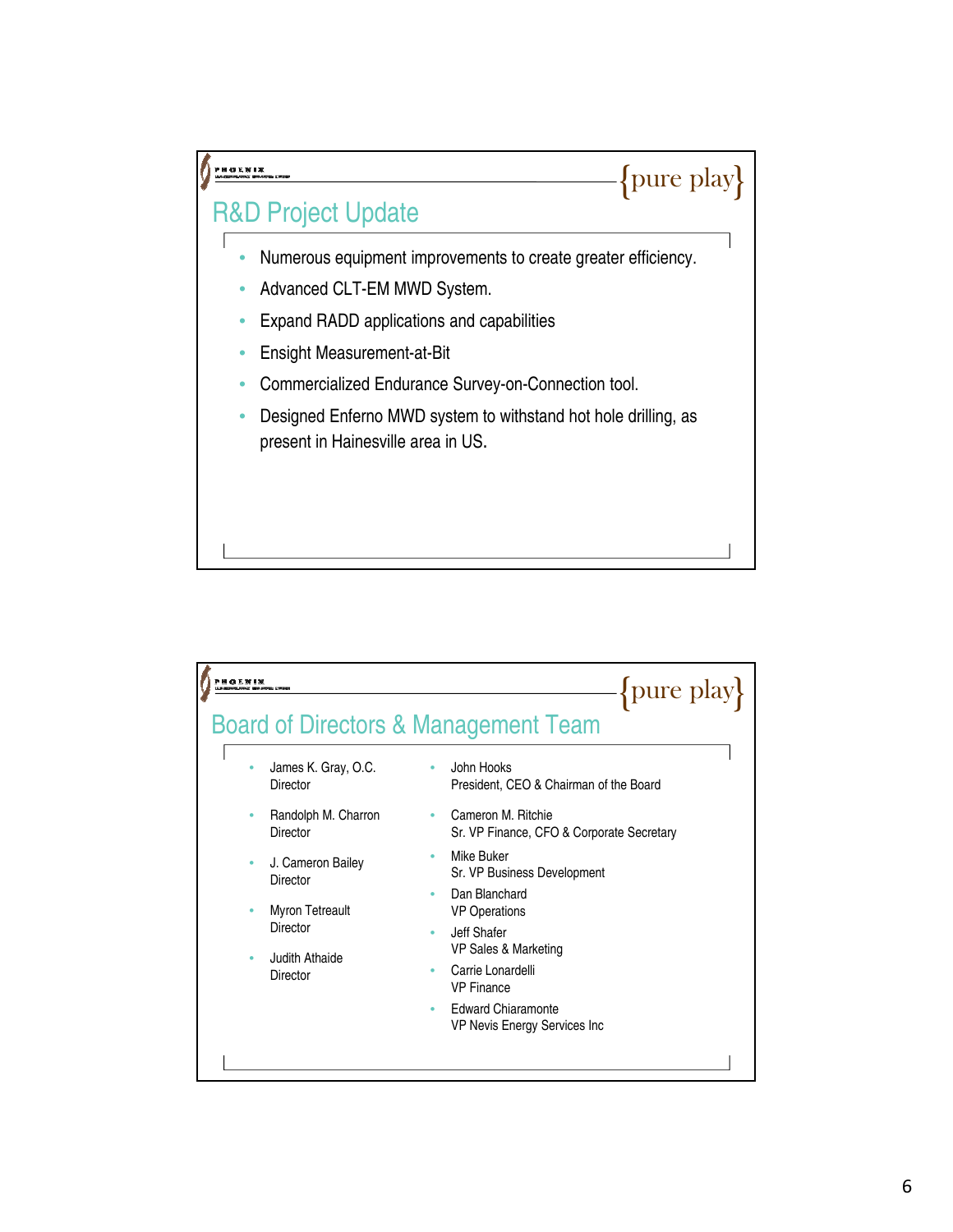## R&D Project Update

- Numerous equipment improvements to create greater efficiency.
- Advanced CLT-EM MWD System.
- Expand RADD applications and capabilities
- Ensight Measurement-at-Bit
- Commercialized Endurance Survey-on-Connection tool.
- Designed Enferno MWD system to withstand hot hole drilling, as present in Hainesville area in US.

## Board of Directors & Management Team

- James K. Gray, O.C.
  Director
- Randolph M. Charron
  Director
- J. Cameron Bailey
  Director
- Myron Tetreault
  Director
- Judith Athaide
  Director

- John Hooks
  President, CEO & Chairman of the Board
- Cameron M. Ritchie
  Sr. VP Finance, CFO & Corporate Secretary
- Mike Buker
  Sr. VP Business Development
- Dan Blanchard
  VP Operations
- Jeff Shafer
  VP Sales & Marketing
- Carrie Lonardelli
  VP Finance
- Edward Chiaramonte
  VP Nevis Energy Services Inc